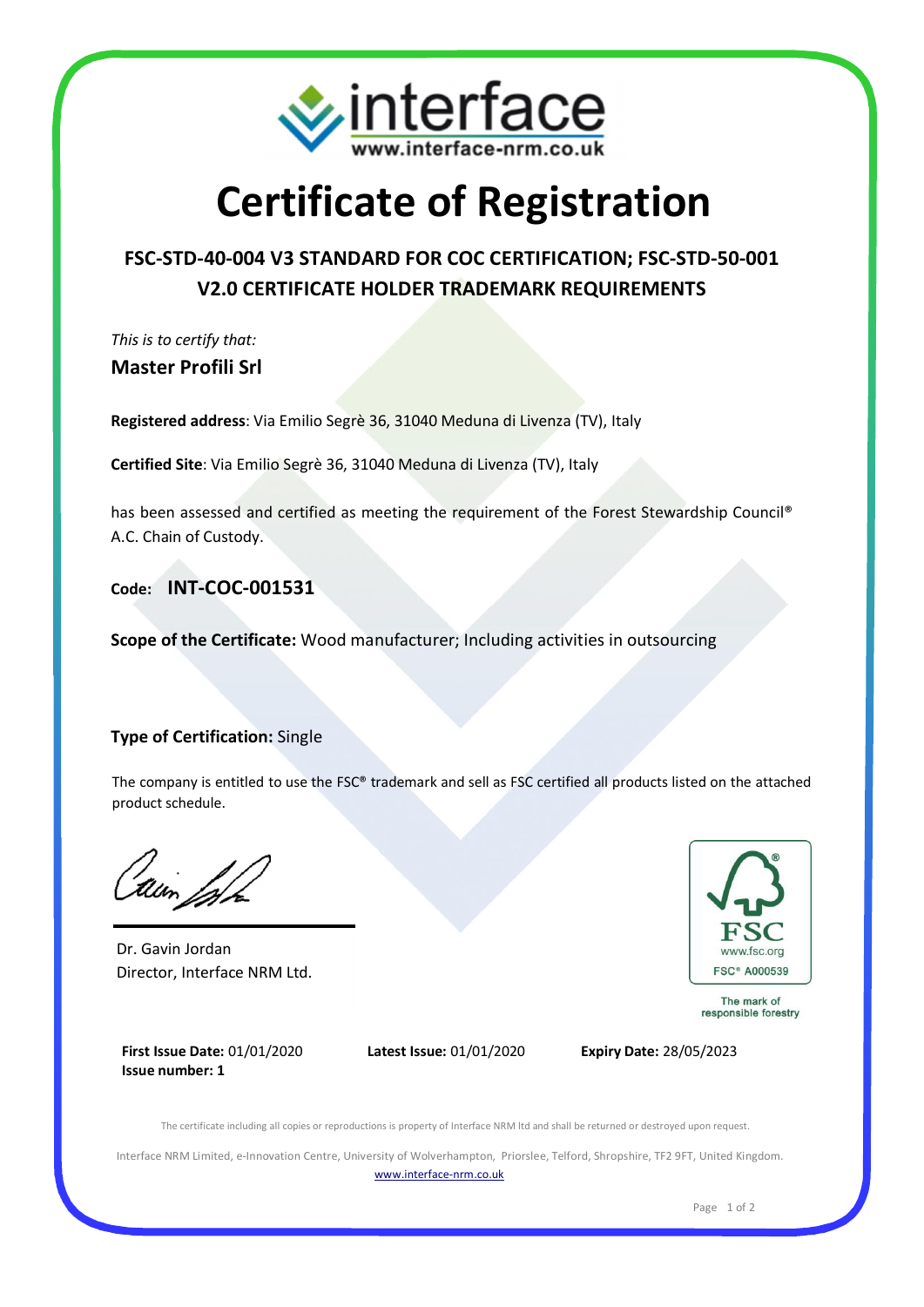interface
www.interface-nrm.co.uk

# Certificate of Registration

## FSC-STD-40-004 V3 STANDARD FOR COC CERTIFICATION; FSC-STD-50-001 V2.0 CERTIFICATE HOLDER TRADEMARK REQUIREMENTS

*This is to certify that:*

**Master Profili Srl**

**Registered address**: Via Emilio Segrè 36, 31040 Meduna di Livenza (TV), Italy

**Certified Site**: Via Emilio Segrè 36, 31040 Meduna di Livenza (TV), Italy

has been assessed and certified as meeting the requirement of the Forest Stewardship Council® A.C. Chain of Custody.

**Code: INT-COC-001531**

**Scope of the Certificate:** Wood manufacturer; Including activities in outsourcing

**Type of Certification:** Single

The company is entitled to use the FSC® trademark and sell as FSC certified all products listed on the attached product schedule.

Dr. Gavin Jordan
Director, Interface NRM Ltd.

FSC
www.fsc.org
FSC® A000539
The mark of responsible forestry

**First Issue Date:** 01/01/2020
**Issue number: 1**

**Latest Issue:** 01/01/2020

**Expiry Date:** 28/05/2023

The certificate including all copies or reproductions is property of Interface NRM ltd and shall be returned or destroyed upon request.

Interface NRM Limited, e-Innovation Centre, University of Wolverhampton, Priorslee, Telford, Shropshire, TF2 9FT, United Kingdom.
www.interface-nrm.co.uk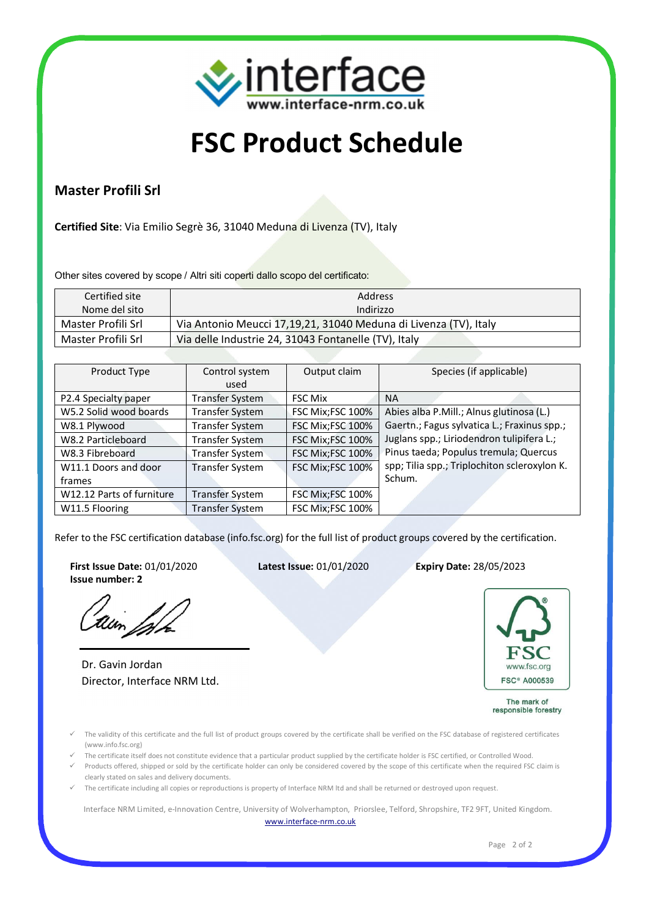# FSC Product Schedule

## Master Profili Srl

**Certified Site**: Via Emilio Segrè 36, 31040 Meduna di Livenza (TV), Italy

Other sites covered by scope / Altri siti coperti dallo scopo del certificato:

| Certified site<br>Nome del sito | Address<br>Indirizzo |
|---|---|
| Master Profili Srl | Via Antonio Meucci 17,19,21, 31040 Meduna di Livenza (TV), Italy |
| Master Profili Srl | Via delle Industrie 24, 31043 Fontanelle (TV), Italy |

| Product Type | Control system used | Output claim | Species (if applicable) |
|---|---|---|---|
| P2.4 Specialty paper | Transfer System | FSC Mix | NA |
| W5.2 Solid wood boards | Transfer System | FSC Mix;FSC 100% | Abies alba P.Mill.; Alnus glutinosa (L.) Gaertn.; Fagus sylvatica L.; Fraxinus spp.; Juglans spp.; Liriodendron tulipifera L.; Pinus taeda; Populus tremula; Quercus spp; Tilia spp.; Triplochiton scleroxylon K. Schum. |
| W8.1 Plywood | Transfer System | FSC Mix;FSC 100% | |
| W8.2 Particleboard | Transfer System | FSC Mix;FSC 100% | |
| W8.3 Fibreboard | Transfer System | FSC Mix;FSC 100% | |
| W11.1 Doors and door frames | Transfer System | FSC Mix;FSC 100% | |
| W12.12 Parts of furniture | Transfer System | FSC Mix;FSC 100% | |
| W11.5 Flooring | Transfer System | FSC Mix;FSC 100% | |

Refer to the FSC certification database (info.fsc.org) for the full list of product groups covered by the certification.

**First Issue Date:** 01/01/2020
**Issue number: 2**

**Latest Issue:** 01/01/2020

**Expiry Date:** 28/05/2023

Dr. Gavin Jordan
Director, Interface NRM Ltd.

FSC
www.fsc.org
FSC® A000539
The mark of responsible forestry

- ✓ The validity of this certificate and the full list of product groups covered by the certificate shall be verified on the FSC database of registered certificates (www.info.fsc.org)
- ✓ The certificate itself does not constitute evidence that a particular product supplied by the certificate holder is FSC certified, or Controlled Wood.
- ✓ Products offered, shipped or sold by the certificate holder can only be considered covered by the scope of this certificate when the required FSC claim is clearly stated on sales and delivery documents.
- ✓ The certificate including all copies or reproductions is property of Interface NRM ltd and shall be returned or destroyed upon request.

Interface NRM Limited, e-Innovation Centre, University of Wolverhampton, Priorslee, Telford, Shropshire, TF2 9FT, United Kingdom.
www.interface-nrm.co.uk